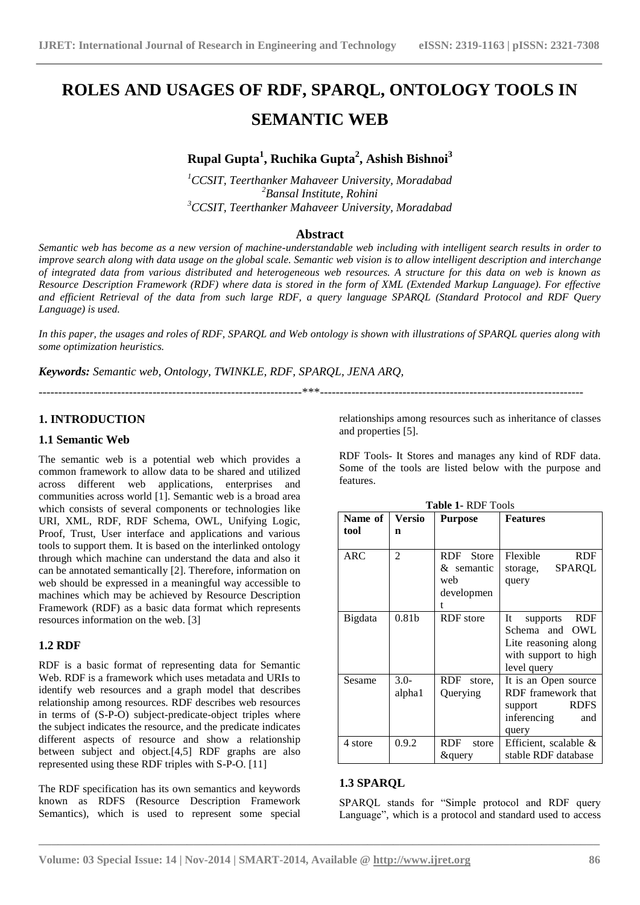# ROLES AND USAGES OF RDF, SPARQL, ONTOLOGY TOOLS IN SEMANTIC WEB

**Rupal Gupta[1], Ruchika Gupta[2], Ashish Bishnoi[3]**

[1]*CCSIT, Teerthanker Mahaveer University, Moradabad*
[2]*Bansal Institute, Rohini*
[3]*CCSIT, Teerthanker Mahaveer University, Moradabad*

## Abstract

*Semantic web has become as a new version of machine-understandable web including with intelligent search results in order to improve search along with data usage on the global scale. Semantic web vision is to allow intelligent description and interchange of integrated data from various distributed and heterogeneous web resources. A structure for this data on web is known as Resource Description Framework (RDF) where data is stored in the form of XML (Extended Markup Language). For effective and efficient Retrieval of the data from such large RDF, a query language SPARQL (Standard Protocol and RDF Query Language) is used.*

*In this paper, the usages and roles of RDF, SPARQL and Web ontology is shown with illustrations of SPARQL queries along with some optimization heuristics.*

***Keywords:*** *Semantic web, Ontology, TWINKLE, RDF, SPARQL, JENA ARQ,*

---

## 1. INTRODUCTION

### 1.1 Semantic Web

The semantic web is a potential web which provides a common framework to allow data to be shared and utilized across different web applications, enterprises and communities across world [1]. Semantic web is a broad area which consists of several components or technologies like URI, XML, RDF, RDF Schema, OWL, Unifying Logic, Proof, Trust, User interface and applications and various tools to support them. It is based on the interlinked ontology through which machine can understand the data and also it can be annotated semantically [2]. Therefore, information on web should be expressed in a meaningful way accessible to machines which may be achieved by Resource Description Framework (RDF) as a basic data format which represents resources information on the web. [3]

### 1.2 RDF

RDF is a basic format of representing data for Semantic Web. RDF is a framework which uses metadata and URIs to identify web resources and a graph model that describes relationship among resources. RDF describes web resources in terms of (S-P-O) subject-predicate-object triples where the subject indicates the resource, and the predicate indicates different aspects of resource and show a relationship between subject and object.[4,5] RDF graphs are also represented using these RDF triples with S-P-O. [11]

The RDF specification has its own semantics and keywords known as RDFS (Resource Description Framework Semantics), which is used to represent some special relationships among resources such as inheritance of classes and properties [5].

RDF Tools- It Stores and manages any kind of RDF data. Some of the tools are listed below with the purpose and features.

**Table 1-** RDF Tools

| Name of tool | Version | Purpose | Features |
|---|---|---|---|
| ARC | 2 | RDF Store & semantic web development | Flexible RDF storage, SPARQL query |
| Bigdata | 0.81b | RDF store | It supports RDF Schema and OWL Lite reasoning along with support to high level query |
| Sesame | 3.0-alpha1 | RDF store, Querying | It is an Open source RDF framework that support RDFS inferencing and query |
| 4 store | 0.9.2 | RDF store &query | Efficient, scalable & stable RDF database |

### 1.3 SPARQL

SPARQL stands for "Simple protocol and RDF query Language", which is a protocol and standard used to access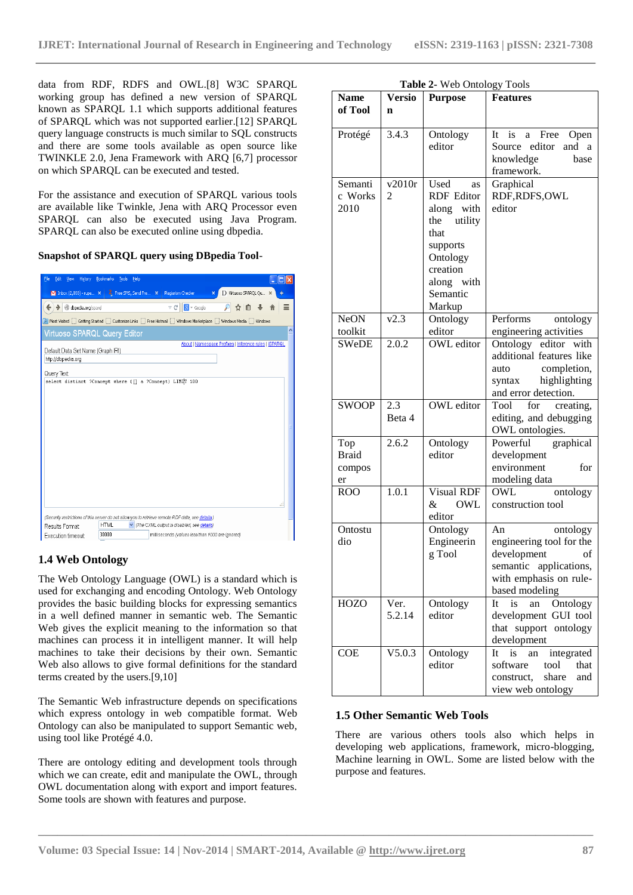data from RDF, RDFS and OWL.[8] W3C SPARQL working group has defined a new version of SPARQL known as SPARQL 1.1 which supports additional features of SPARQL which was not supported earlier.[12] SPARQL query language constructs is much similar to SQL constructs and there are some tools available as open source like TWINKLE 2.0, Jena Framework with ARQ [6,7] processor on which SPARQL can be executed and tested.

For the assistance and execution of SPARQL various tools are available like Twinkle, Jena with ARQ Processor even SPARQL can also be executed using Java Program. SPARQL can also be executed online using dbpedia.

**Snapshot of SPARQL query using DBpedia Tool-**

### 1.4 Web Ontology

The Web Ontology Language (OWL) is a standard which is used for exchanging and encoding Ontology. Web Ontology provides the basic building blocks for expressing semantics in a well defined manner in semantic web. The Semantic Web gives the explicit meaning to the information so that machines can process it in intelligent manner. It will help machines to take their decisions by their own. Semantic Web also allows to give formal definitions for the standard terms created by the users.[9,10]

The Semantic Web infrastructure depends on specifications which express ontology in web compatible format. Web Ontology can also be manipulated to support Semantic web, using tool like Protégé 4.0.

There are ontology editing and development tools through which we can create, edit and manipulate the OWL, through OWL documentation along with export and import features. Some tools are shown with features and purpose.

**Table 2-** Web Ontology Tools

| Name of Tool | Version | Purpose | Features |
|---|---|---|---|
| Protégé | 3.4.3 | Ontology editor | It is a Free Open Source editor and a knowledge base framework. |
| Semantic Works 2010 | v2010r 2 | Used as RDF Editor along with the utility that supports Ontology creation along with Semantic Markup | Graphical RDF,RDFS,OWL editor |
| NeON toolkit | v2.3 | Ontology editor | Performs ontology engineering activities |
| SWeDE | 2.0.2 | OWL editor | Ontology editor with additional features like auto completion, syntax highlighting and error detection. |
| SWOOP | 2.3 Beta 4 | OWL editor | Tool for creating, editing, and debugging OWL ontologies. |
| Top Braid composer | 2.6.2 | Ontology editor | Powerful graphical development environment for modeling data |
| ROO | 1.0.1 | Visual RDF & OWL editor | OWL ontology construction tool |
| Ontostudio | | Ontology Engineering Tool | An ontology engineering tool for the development of semantic applications, with emphasis on rule-based modeling |
| HOZO | Ver. 5.2.14 | Ontology editor | It is an Ontology development GUI tool that support ontology development |
| COE | V5.0.3 | Ontology editor | It is an integrated software tool that construct, share and view web ontology |

### 1.5 Other Semantic Web Tools

There are various others tools also which helps in developing web applications, framework, micro-blogging, Machine learning in OWL. Some are listed below with the purpose and features.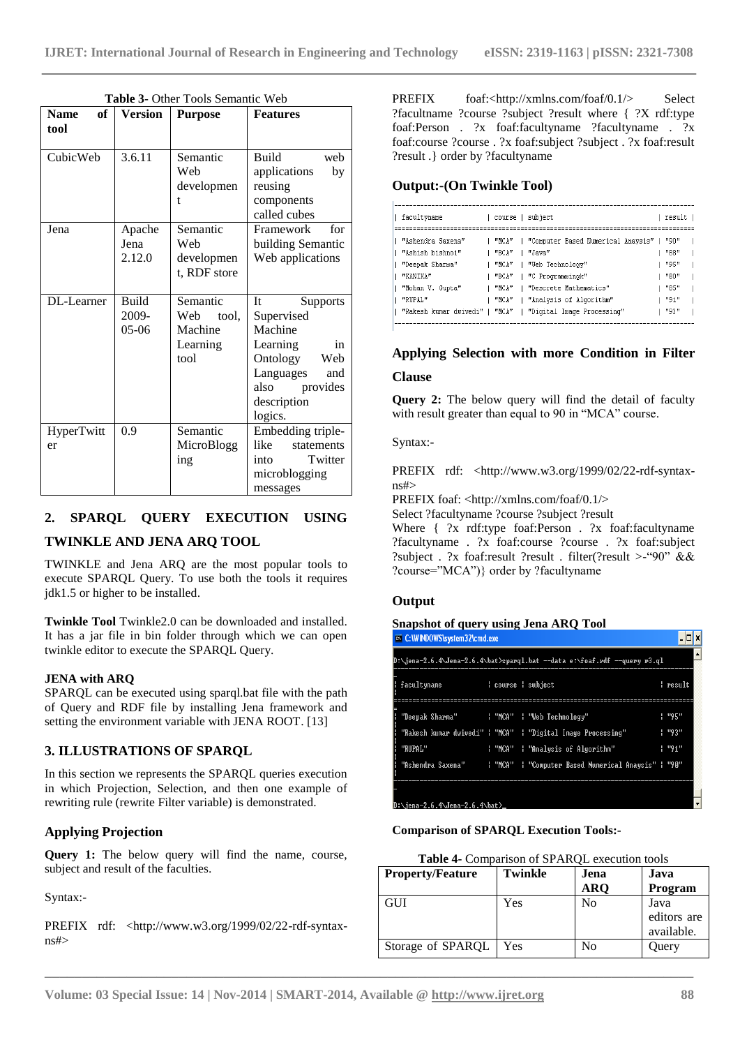**Table 3**- Other Tools Semantic Web

| Name of tool | Version | Purpose | Features |
|---|---|---|---|
| CubicWeb | 3.6.11 | Semantic Web development | Build web applications by reusing components called cubes |
| Jena | Apache Jena 2.12.0 | Semantic Web development, RDF store | Framework for building Semantic Web applications |
| DL-Learner | Build 2009-05-06 | Semantic Web tool, Machine Learning tool | It Supports Supervised Machine Learning in Ontology Web Languages and also provides description logics. |
| HyperTwitter | 0.9 | Semantic MicroBlogging | Embedding triple-like statements into Twitter microblogging messages |

## 2. SPARQL QUERY EXECUTION USING TWINKLE AND JENA ARQ TOOL

TWINKLE and Jena ARQ are the most popular tools to execute SPARQL Query. To use both the tools it requires jdk1.5 or higher to be installed.

**Twinkle Tool** Twinkle2.0 can be downloaded and installed. It has a jar file in bin folder through which we can open twinkle editor to execute the SPARQL Query.

**JENA with ARQ**
SPARQL can be executed using sparql.bat file with the path of Query and RDF file by installing Jena framework and setting the environment variable with JENA ROOT. [13]

## 3. ILLUSTRATIONS OF SPARQL

In this section we represents the SPARQL queries execution in which Projection, Selection, and then one example of rewriting rule (rewrite Filter variable) is demonstrated.

### Applying Projection

**Query 1:** The below query will find the name, course, subject and result of the faculties.

Syntax:-

PREFIX rdf: <http://www.w3.org/1999/02/22-rdf-syntax-ns#>

PREFIX foaf:<http://xmlns.com/foaf/0.1/> Select ?facultname ?course ?subject ?result where { ?X rdf:type foaf:Person . ?x foaf:facultyname ?facultyname . ?x foaf:course ?course . ?x foaf:subject ?subject . ?x foaf:result ?result .} order by ?facultyname

### Output:-(On Twinkle Tool)

| facultyname | course | subject | result |
|---|---|---|---|
| "Ashendra Saxena" | "MCA" | "Computer Based Numerical Anaysis" | "90" |
| "Ashish bishnoi" | "BCA" | "Java" | "88" |
| "Deepak Sharma" | "MCA" | "Web Technology" | "95" |
| "KANIKA" | "BCA" | "C Programmingk" | "80" |
| "Mohan V. Gupta" | "MCA" | "Descrete Mathematics" | "85" |
| "RUPAL" | "MCA" | "Analysis of Algorithm" | "91" |
| "Rakesh kumar dwivedi" | "MCA" | "Digital Image Processing" | "93" |

### Applying Selection with more Condition in Filter Clause

**Query 2:** The below query will find the detail of faculty with result greater than equal to 90 in "MCA" course.

Syntax:-

PREFIX rdf: <http://www.w3.org/1999/02/22-rdf-syntax-ns#>
PREFIX foaf: <http://xmlns.com/foaf/0.1/>
Select ?facultyname ?course ?subject ?result
Where { ?x rdf:type foaf:Person . ?x foaf:facultyname ?facultyname . ?x foaf:course ?course . ?x foaf:subject ?subject . ?x foaf:result ?result . filter(?result >-"90" && ?course="MCA")} order by ?facultyname

### Output

**Snapshot of query using Jena ARQ Tool**

```
D:\jena-2.6.4\Jena-2.6.4\bat>sparql.bat --data e:\foaf.rdf --query r3.ql
```

| facultyname | course | subject | result |
|---|---|---|---|
| "Deepak Sharma" | "MCA" | "Web Technology" | "95" |
| "Rakesh kumar dwivedi" | "MCA" | "Digital Image Processing" | "93" |
| "RUPAL" | "MCA" | "Analysis of Algorithm" | "91" |
| "Ashendra Saxena" | "MCA" | "Computer Based Numerical Anaysis" | "90" |

**Comparison of SPARQL Execution Tools:-**

**Table 4**- Comparison of SPARQL execution tools

| Property/Feature | Twinkle | Jena ARQ | Java Program |
|---|---|---|---|
| GUI | Yes | No | Java editors are available. |
| Storage of SPARQL | Yes | No | Query |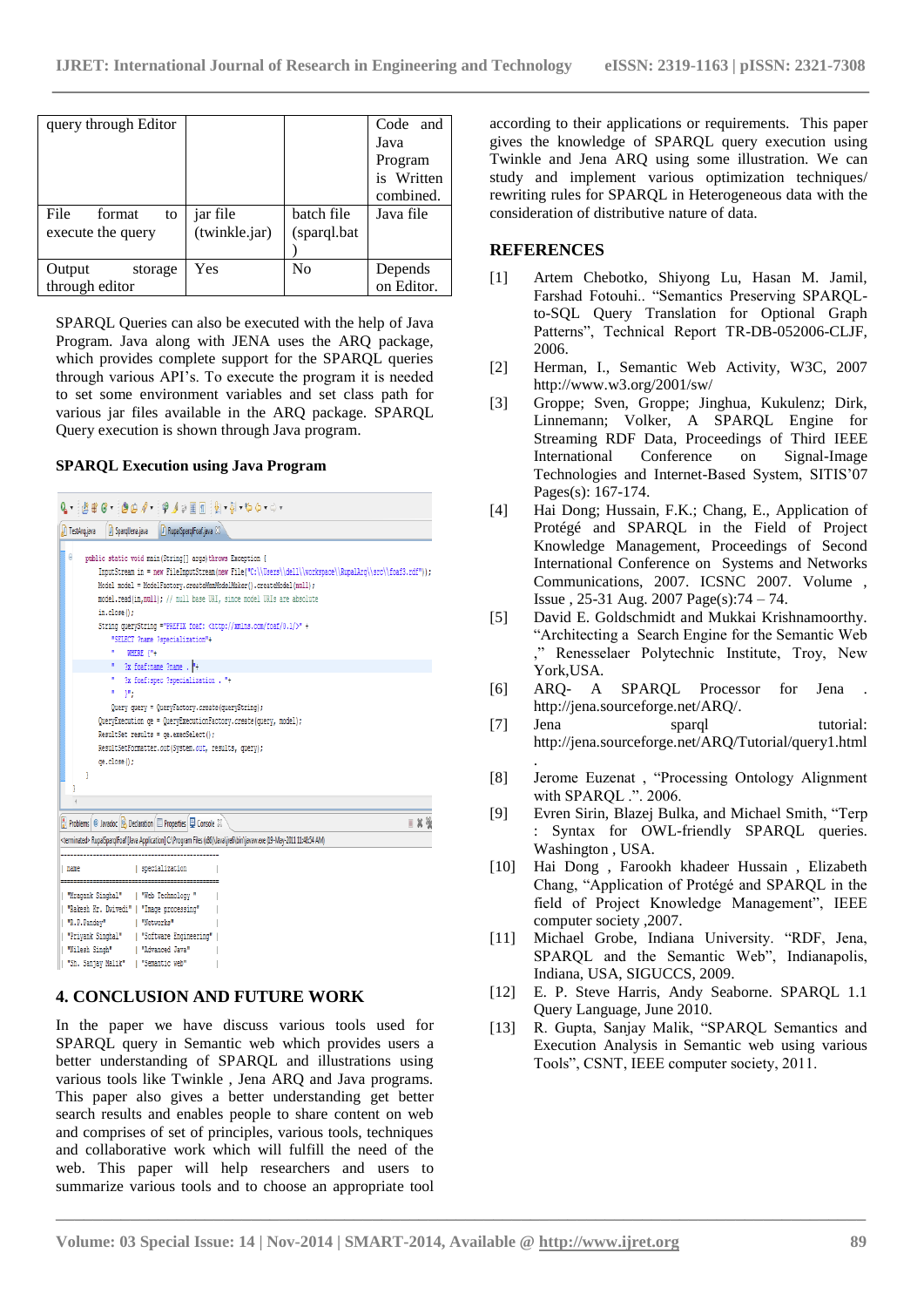| | | | |
|---|---|---|---|
| query through Editor | | | Code and Java Program is Written combined. |
| File format to execute the query | jar file (twinkle.jar) | batch file (sparql.bat) | Java file |
| Output storage through editor | Yes | No | Depends on Editor. |

SPARQL Queries can also be executed with the help of Java Program. Java along with JENA uses the ARQ package, which provides complete support for the SPARQL queries through various API's. To execute the program it is needed to set some environment variables and set class path for various jar files available in the ARQ package. SPARQL Query execution is shown through Java program.

**SPARQL Execution using Java Program**

```
public static void main(String[] args)throws Exception {
    InputStream in = new FileInputStream(new File("C:\\Users\\dell\\workspace\\RupalArq\\src\\foaf3.rdf"));
    Model model = ModelFactory.createMemModelMaker().createModel(null);
    model.read(in,null); // null base URI, since model URIs are absolute
    in.close();
    String queryString ="PREFIX foaf: <http://xmlns.com/foaf/0.1/>" +
        "SELECT ?name ?specialization"+
        "   WHERE {"+
        "   ?x foaf:name ?name . "+
        "   ?x foaf:spec ?specialization . "+
        "   }";
    Query query = QueryFactory.create(queryString);
    QueryExecution qe = QueryExecutionFactory.create(query, model);
    ResultSet results = qe.execSelect();
    ResultSetFormatter.out(System.out, results, query);
    qe.close();
}
```

```
| name               | specialization        |
============================================
| "Anagank Singhal"  | "Web Technology "     |
| "Rakesh Kr. Dwivedi" | "Image processing"  |
| "D.P.Pandey"       | "Networks"            |
| "Priyank Singhal"  | "Software Engineering" |
| "Nilesh Singh"     | "Advanced Java"       |
| "Sh. Sanjay Malik" | "Semantic web"        |
```

## 4. CONCLUSION AND FUTURE WORK

In the paper we have discuss various tools used for SPARQL query in Semantic web which provides users a better understanding of SPARQL and illustrations using various tools like Twinkle , Jena ARQ and Java programs. This paper also gives a better understanding get better search results and enables people to share content on web and comprises of set of principles, various tools, techniques and collaborative work which will fulfill the need of the web. This paper will help researchers and users to summarize various tools and to choose an appropriate tool according to their applications or requirements. This paper gives the knowledge of SPARQL query execution using Twinkle and Jena ARQ using some illustration. We can study and implement various optimization techniques/ rewriting rules for SPARQL in Heterogeneous data with the consideration of distributive nature of data.

## REFERENCES

[1] Artem Chebotko, Shiyong Lu, Hasan M. Jamil, Farshad Fotouhi.. "Semantics Preserving SPARQL-to-SQL Query Translation for Optional Graph Patterns", Technical Report TR-DB-052006-CLJF, 2006.

[2] Herman, I., Semantic Web Activity, W3C, 2007 http://www.w3.org/2001/sw/

[3] Groppe; Sven, Groppe; Jinghua, Kukulenz; Dirk, Linnemann; Volker, A SPARQL Engine for Streaming RDF Data, Proceedings of Third IEEE International Conference on Signal-Image Technologies and Internet-Based System, SITIS'07 Pages(s): 167-174.

[4] Hai Dong; Hussain, F.K.; Chang, E., Application of Protégé and SPARQL in the Field of Project Knowledge Management, Proceedings of Second International Conference on Systems and Networks Communications, 2007. ICSNC 2007. Volume , Issue , 25-31 Aug. 2007 Page(s):74 – 74.

[5] David E. Goldschmidt and Mukkai Krishnamoorthy. "Architecting a Search Engine for the Semantic Web ," Rensselaer Polytechnic Institute, Troy, New York,USA.

[6] ARQ- A SPARQL Processor for Jena . http://jena.sourceforge.net/ARQ/.

[7] Jena sparql tutorial: http://jena.sourceforge.net/ARQ/Tutorial/query1.html .

[8] Jerome Euzenat , "Processing Ontology Alignment with SPARQL .". 2006.

[9] Evren Sirin, Blazej Bulka, and Michael Smith, "Terp : Syntax for OWL-friendly SPARQL queries. Washington , USA.

[10] Hai Dong , Farookh khadeer Hussain , Elizabeth Chang, "Application of Protégé and SPARQL in the field of Project Knowledge Management", IEEE computer society ,2007.

[11] Michael Grobe, Indiana University. "RDF, Jena, SPARQL and the Semantic Web", Indianapolis, Indiana, USA, SIGUCCS, 2009.

[12] E. P. Steve Harris, Andy Seaborne. SPARQL 1.1 Query Language, June 2010.

[13] R. Gupta, Sanjay Malik, "SPARQL Semantics and Execution Analysis in Semantic web using various Tools", CSNT, IEEE computer society, 2011.